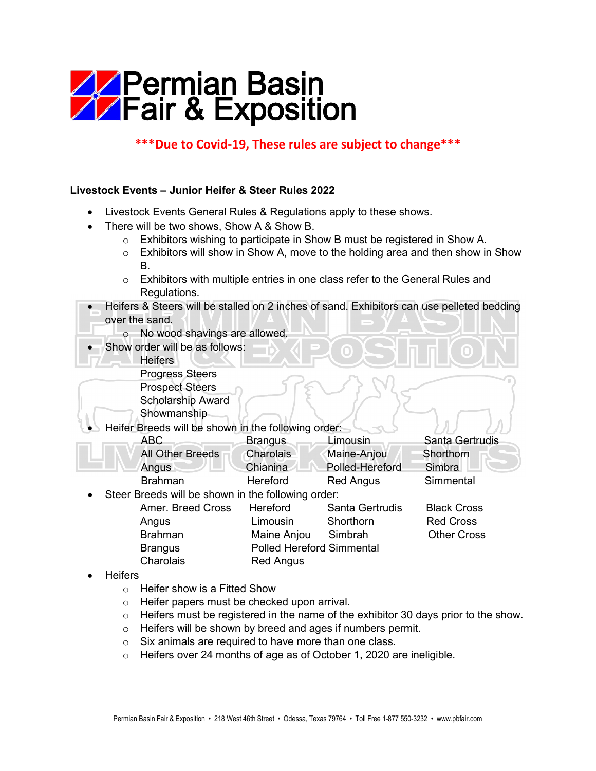# Permian Basin Fair & Exposition

***Due to Covid-19, These rules are subject to change***

**Livestock Events – Junior Heifer & Steer Rules 2022**

- Livestock Events General Rules & Regulations apply to these shows.
- There will be two shows, Show A & Show B.
  - Exhibitors wishing to participate in Show B must be registered in Show A.
  - Exhibitors will show in Show A, move to the holding area and then show in Show B.
  - Exhibitors with multiple entries in one class refer to the General Rules and Regulations.
- Heifers & Steers will be stalled on 2 inches of sand. Exhibitors can use pelleted bedding over the sand.
  - No wood shavings are allowed.
- Show order will be as follows:
  - Heifers
  - Progress Steers
  - Prospect Steers
  - Scholarship Award
  - Showmanship
- Heifer Breeds will be shown in the following order:

| | | | |
|---|---|---|---|
| ABC | Brangus | Limousin | Santa Gertrudis |
| All Other Breeds | Charolais | Maine-Anjou | Shorthorn |
| Angus | Chianina | Polled-Hereford | Simbra |
| Brahman | Hereford | Red Angus | Simmental |

- Steer Breeds will be shown in the following order:

| | | | |
|---|---|---|---|
| Amer. Breed Cross | Hereford | Santa Gertrudis | Black Cross |
| Angus | Limousin | Shorthorn | Red Cross |
| Brahman | Maine Anjou | Simbrah | Other Cross |
| Brangus | Polled Hereford | Simmental | |
| Charolais | Red Angus | | |

- Heifers
  - Heifer show is a Fitted Show
  - Heifer papers must be checked upon arrival.
  - Heifers must be registered in the name of the exhibitor 30 days prior to the show.
  - Heifers will be shown by breed and ages if numbers permit.
  - Six animals are required to have more than one class.
  - Heifers over 24 months of age as of October 1, 2020 are ineligible.

Permian Basin Fair & Exposition • 218 West 46th Street • Odessa, Texas 79764 • Toll Free 1-877 550-3232 • www.pbfair.com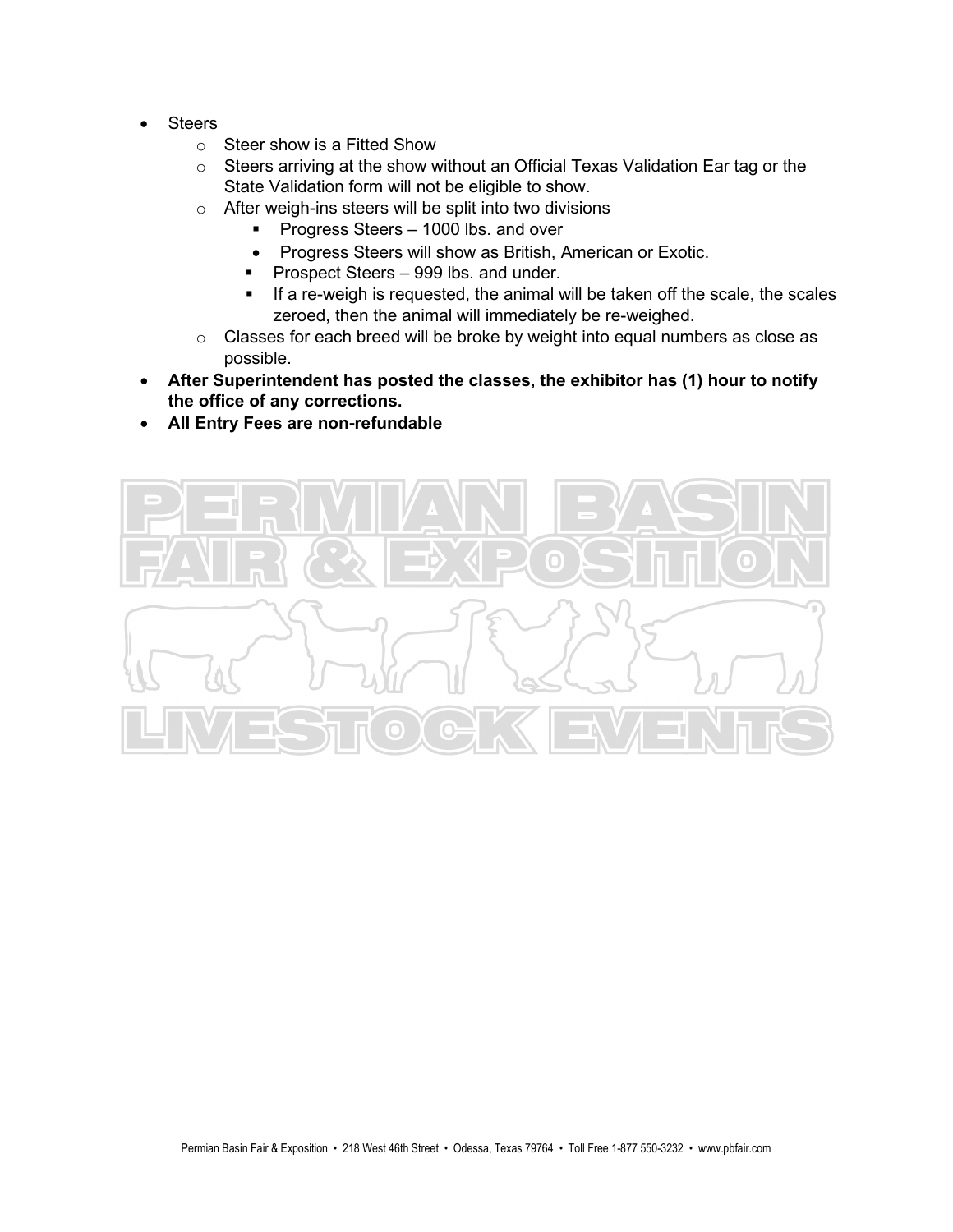- Steers
  - Steer show is a Fitted Show
  - Steers arriving at the show without an Official Texas Validation Ear tag or the State Validation form will not be eligible to show.
  - After weigh-ins steers will be split into two divisions
    - Progress Steers – 1000 lbs. and over
    - Progress Steers will show as British, American or Exotic.
    - Prospect Steers – 999 lbs. and under.
    - If a re-weigh is requested, the animal will be taken off the scale, the scales zeroed, then the animal will immediately be re-weighed.
  - Classes for each breed will be broke by weight into equal numbers as close as possible.
- **After Superintendent has posted the classes, the exhibitor has (1) hour to notify the office of any corrections.**
- **All Entry Fees are non-refundable**

PERMIAN BASIN FAIR & EXPOSITION LIVESTOCK EVENTS